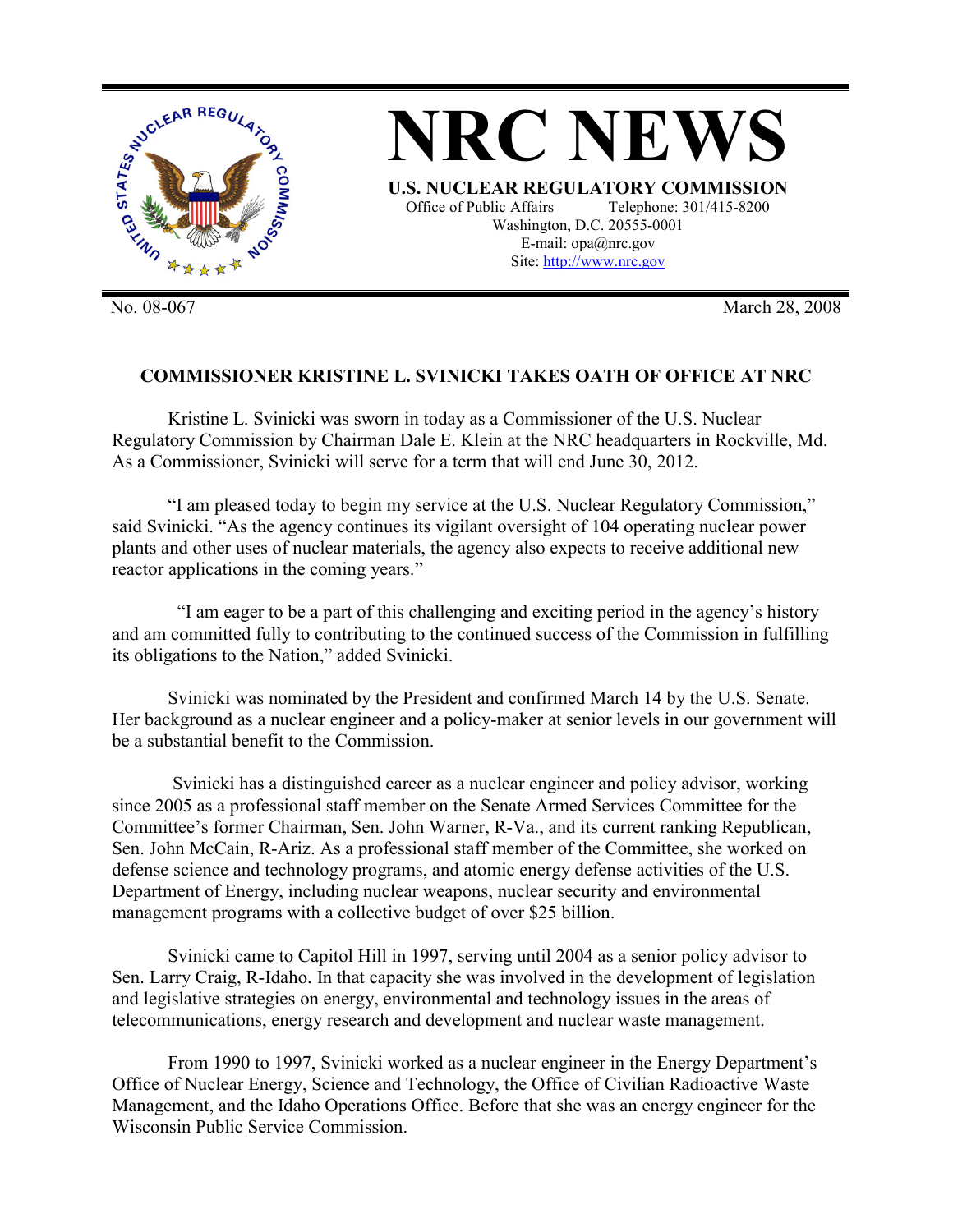# NRC NEWS

**U.S. NUCLEAR REGULATORY COMMISSION**

Office of Public Affairs Telephone: 301/415-8200
Washington, D.C. 20555-0001
E-mail: opa@nrc.gov
Site: http://www.nrc.gov

No. 08-067 March 28, 2008

## COMMISSIONER KRISTINE L. SVINICKI TAKES OATH OF OFFICE AT NRC

Kristine L. Svinicki was sworn in today as a Commissioner of the U.S. Nuclear Regulatory Commission by Chairman Dale E. Klein at the NRC headquarters in Rockville, Md. As a Commissioner, Svinicki will serve for a term that will end June 30, 2012.

"I am pleased today to begin my service at the U.S. Nuclear Regulatory Commission," said Svinicki. "As the agency continues its vigilant oversight of 104 operating nuclear power plants and other uses of nuclear materials, the agency also expects to receive additional new reactor applications in the coming years."

"I am eager to be a part of this challenging and exciting period in the agency's history and am committed fully to contributing to the continued success of the Commission in fulfilling its obligations to the Nation," added Svinicki.

Svinicki was nominated by the President and confirmed March 14 by the U.S. Senate. Her background as a nuclear engineer and a policy-maker at senior levels in our government will be a substantial benefit to the Commission.

Svinicki has a distinguished career as a nuclear engineer and policy advisor, working since 2005 as a professional staff member on the Senate Armed Services Committee for the Committee's former Chairman, Sen. John Warner, R-Va., and its current ranking Republican, Sen. John McCain, R-Ariz. As a professional staff member of the Committee, she worked on defense science and technology programs, and atomic energy defense activities of the U.S. Department of Energy, including nuclear weapons, nuclear security and environmental management programs with a collective budget of over $25 billion.

Svinicki came to Capitol Hill in 1997, serving until 2004 as a senior policy advisor to Sen. Larry Craig, R-Idaho. In that capacity she was involved in the development of legislation and legislative strategies on energy, environmental and technology issues in the areas of telecommunications, energy research and development and nuclear waste management.

From 1990 to 1997, Svinicki worked as a nuclear engineer in the Energy Department's Office of Nuclear Energy, Science and Technology, the Office of Civilian Radioactive Waste Management, and the Idaho Operations Office. Before that she was an energy engineer for the Wisconsin Public Service Commission.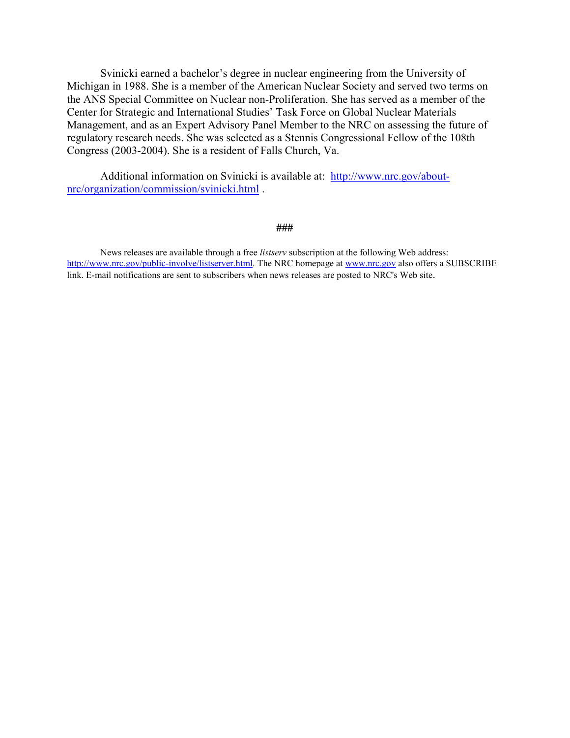Svinicki earned a bachelor's degree in nuclear engineering from the University of Michigan in 1988. She is a member of the American Nuclear Society and served two terms on the ANS Special Committee on Nuclear non-Proliferation. She has served as a member of the Center for Strategic and International Studies' Task Force on Global Nuclear Materials Management, and as an Expert Advisory Panel Member to the NRC on assessing the future of regulatory research needs. She was selected as a Stennis Congressional Fellow of the 108th Congress (2003-2004). She is a resident of Falls Church, Va.

Additional information on Svinicki is available at: [http://www.nrc.gov/about-nrc/organization/commission/svinicki.html](http://www.nrc.gov/about-nrc/organization/commission/svinicki.html) .

###

News releases are available through a free *listserv* subscription at the following Web address: [http://www.nrc.gov/public-involve/listserver.html](http://www.nrc.gov/public-involve/listserver.html). The NRC homepage at [www.nrc.gov](http://www.nrc.gov) also offers a SUBSCRIBE link. E-mail notifications are sent to subscribers when news releases are posted to NRC's Web site.